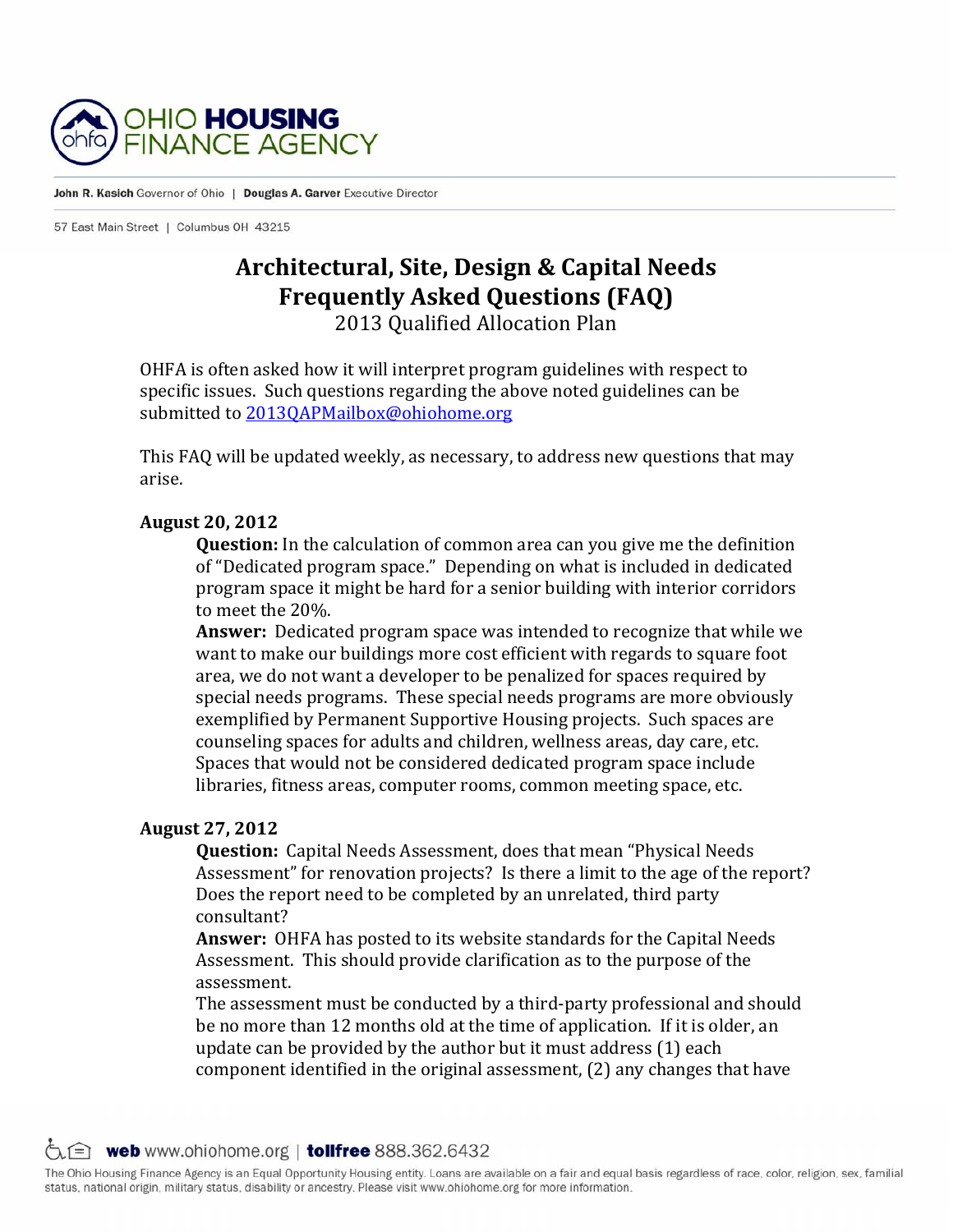# OHIO HOUSING FINANCE AGENCY

**John R. Kasich** Governor of Ohio | **Douglas A. Garver** Executive Director

57 East Main Street | Columbus OH 43215

## Architectural, Site, Design & Capital Needs Frequently Asked Questions (FAQ)

### 2013 Qualified Allocation Plan

OHFA is often asked how it will interpret program guidelines with respect to specific issues. Such questions regarding the above noted guidelines can be submitted to 2013QAPMailbox@ohiohome.org

This FAQ will be updated weekly, as necessary, to address new questions that may arise.

**August 20, 2012**

**Question:** In the calculation of common area can you give me the definition of "Dedicated program space." Depending on what is included in dedicated program space it might be hard for a senior building with interior corridors to meet the 20%.

**Answer:** Dedicated program space was intended to recognize that while we want to make our buildings more cost efficient with regards to square foot area, we do not want a developer to be penalized for spaces required by special needs programs. These special needs programs are more obviously exemplified by Permanent Supportive Housing projects. Such spaces are counseling spaces for adults and children, wellness areas, day care, etc. Spaces that would not be considered dedicated program space include libraries, fitness areas, computer rooms, common meeting space, etc.

**August 27, 2012**

**Question:** Capital Needs Assessment, does that mean "Physical Needs Assessment" for renovation projects? Is there a limit to the age of the report? Does the report need to be completed by an unrelated, third party consultant?

**Answer:** OHFA has posted to its website standards for the Capital Needs Assessment. This should provide clarification as to the purpose of the assessment.

The assessment must be conducted by a third-party professional and should be no more than 12 months old at the time of application. If it is older, an update can be provided by the author but it must address (1) each component identified in the original assessment, (2) any changes that have

web www.ohiohome.org | tollfree 888.362.6432

The Ohio Housing Finance Agency is an Equal Opportunity Housing entity. Loans are available on a fair and equal basis regardless of race, color, religion, sex, familial status, national origin, military status, disability or ancestry. Please visit www.ohiohome.org for more information.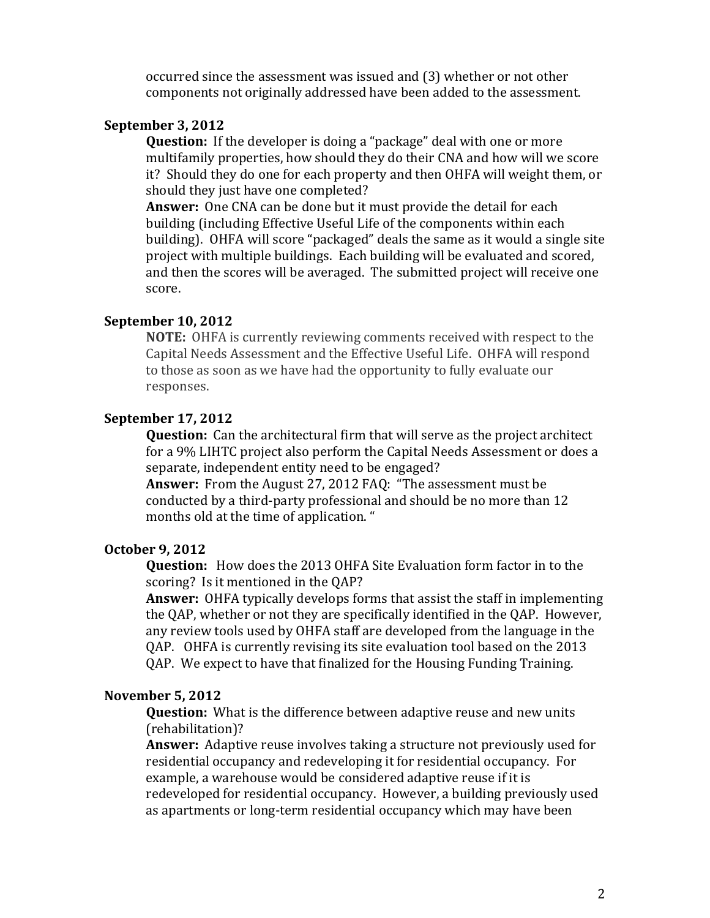occurred since the assessment was issued and (3) whether or not other components not originally addressed have been added to the assessment.

**September 3, 2012**

**Question:** If the developer is doing a "package" deal with one or more multifamily properties, how should they do their CNA and how will we score it? Should they do one for each property and then OHFA will weight them, or should they just have one completed?

**Answer:** One CNA can be done but it must provide the detail for each building (including Effective Useful Life of the components within each building). OHFA will score "packaged" deals the same as it would a single site project with multiple buildings. Each building will be evaluated and scored, and then the scores will be averaged. The submitted project will receive one score.

**September 10, 2012**

**NOTE:** OHFA is currently reviewing comments received with respect to the Capital Needs Assessment and the Effective Useful Life. OHFA will respond to those as soon as we have had the opportunity to fully evaluate our responses.

**September 17, 2012**

**Question:** Can the architectural firm that will serve as the project architect for a 9% LIHTC project also perform the Capital Needs Assessment or does a separate, independent entity need to be engaged?

**Answer:** From the August 27, 2012 FAQ: "The assessment must be conducted by a third-party professional and should be no more than 12 months old at the time of application. "

**October 9, 2012**

**Question:** How does the 2013 OHFA Site Evaluation form factor in to the scoring? Is it mentioned in the QAP?

**Answer:** OHFA typically develops forms that assist the staff in implementing the QAP, whether or not they are specifically identified in the QAP. However, any review tools used by OHFA staff are developed from the language in the QAP. OHFA is currently revising its site evaluation tool based on the 2013 QAP. We expect to have that finalized for the Housing Funding Training.

**November 5, 2012**

**Question:** What is the difference between adaptive reuse and new units (rehabilitation)?

**Answer:** Adaptive reuse involves taking a structure not previously used for residential occupancy and redeveloping it for residential occupancy. For example, a warehouse would be considered adaptive reuse if it is redeveloped for residential occupancy. However, a building previously used as apartments or long-term residential occupancy which may have been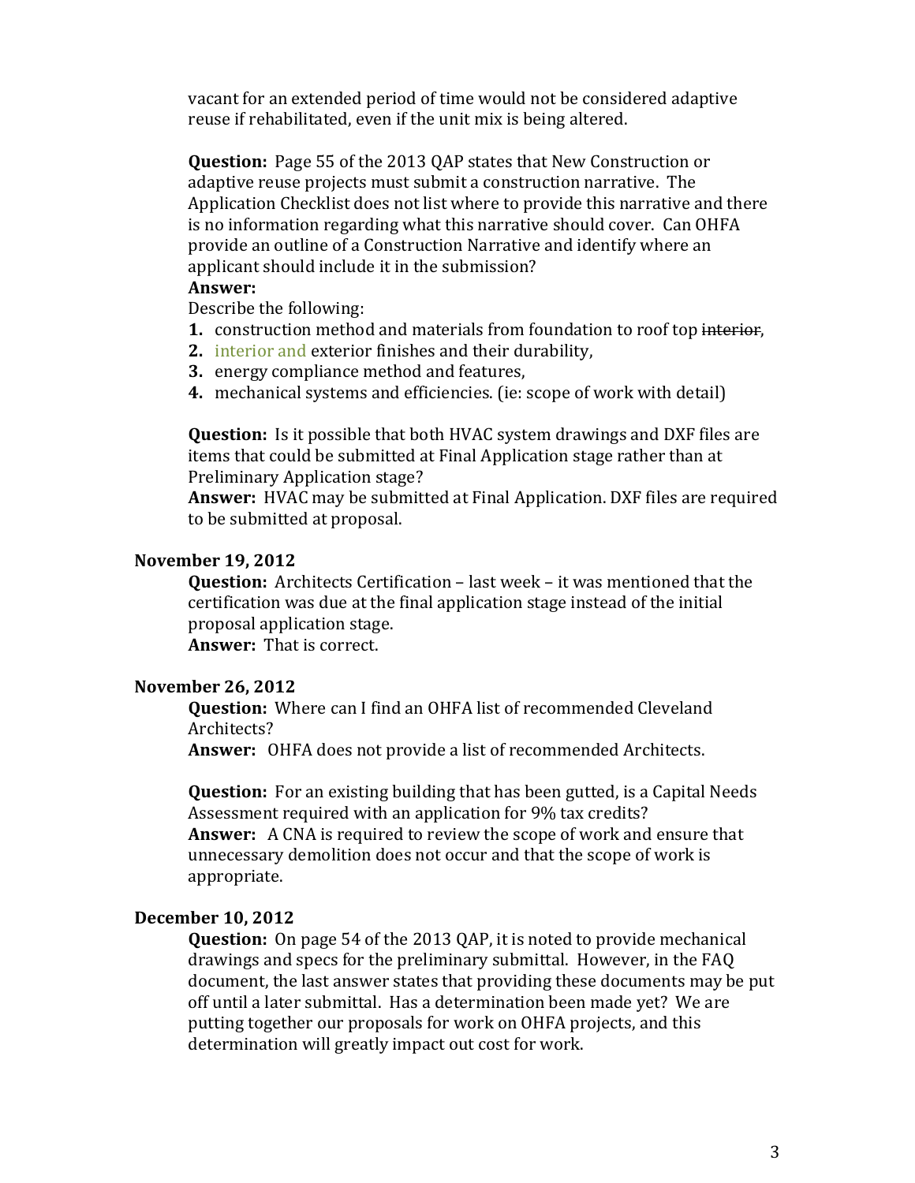vacant for an extended period of time would not be considered adaptive reuse if rehabilitated, even if the unit mix is being altered.

**Question:** Page 55 of the 2013 QAP states that New Construction or adaptive reuse projects must submit a construction narrative. The Application Checklist does not list where to provide this narrative and there is no information regarding what this narrative should cover. Can OHFA provide an outline of a Construction Narrative and identify where an applicant should include it in the submission?

**Answer:**

Describe the following:

1. construction method and materials from foundation to roof top ~~interior~~,
2. interior and exterior finishes and their durability,
3. energy compliance method and features,
4. mechanical systems and efficiencies. (ie: scope of work with detail)

**Question:** Is it possible that both HVAC system drawings and DXF files are items that could be submitted at Final Application stage rather than at Preliminary Application stage?

**Answer:** HVAC may be submitted at Final Application. DXF files are required to be submitted at proposal.

**November 19, 2012**

**Question:** Architects Certification – last week – it was mentioned that the certification was due at the final application stage instead of the initial proposal application stage.

**Answer:** That is correct.

**November 26, 2012**

**Question:** Where can I find an OHFA list of recommended Cleveland Architects?

**Answer:** OHFA does not provide a list of recommended Architects.

**Question:** For an existing building that has been gutted, is a Capital Needs Assessment required with an application for 9% tax credits?

**Answer:** A CNA is required to review the scope of work and ensure that unnecessary demolition does not occur and that the scope of work is appropriate.

**December 10, 2012**

**Question:** On page 54 of the 2013 QAP, it is noted to provide mechanical drawings and specs for the preliminary submittal. However, in the FAQ document, the last answer states that providing these documents may be put off until a later submittal. Has a determination been made yet? We are putting together our proposals for work on OHFA projects, and this determination will greatly impact out cost for work.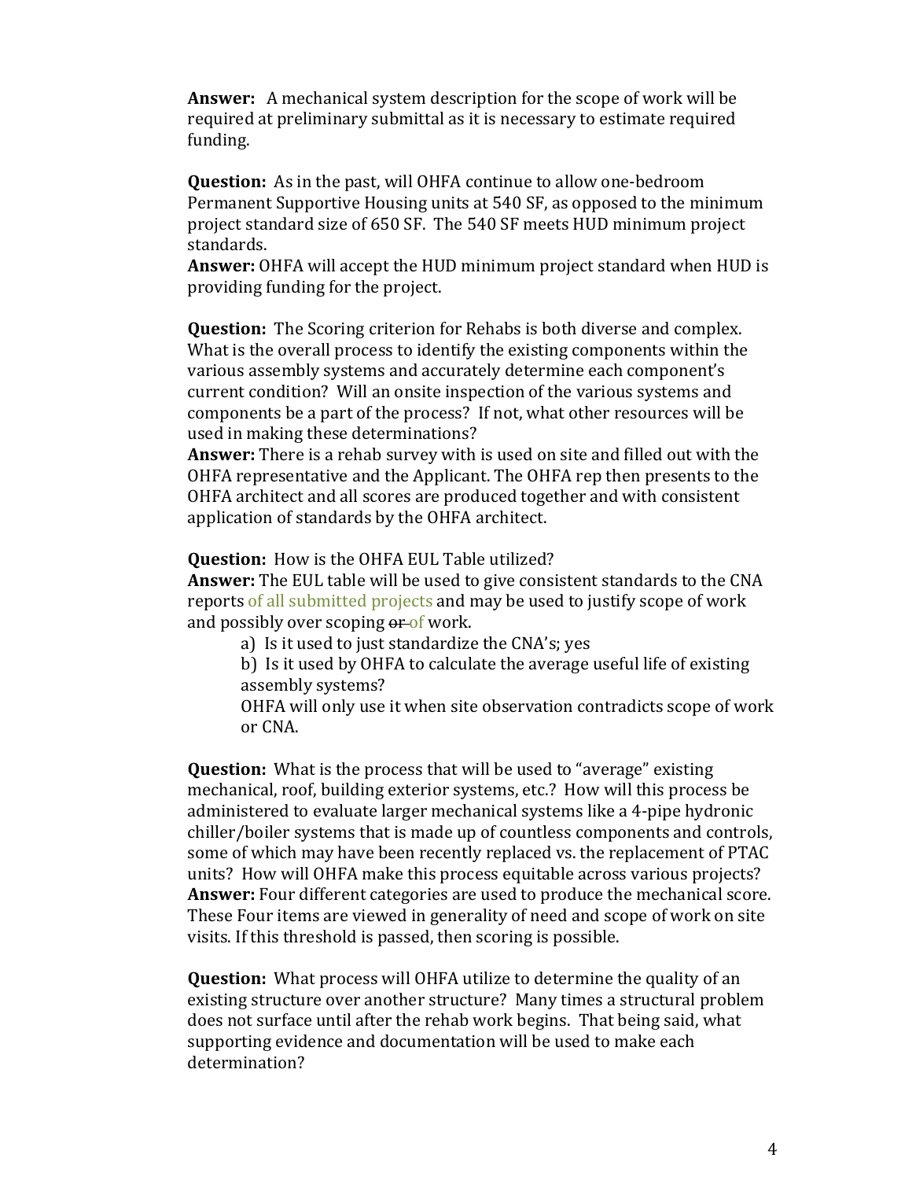**Answer:** A mechanical system description for the scope of work will be required at preliminary submittal as it is necessary to estimate required funding.

**Question:** As in the past, will OHFA continue to allow one-bedroom Permanent Supportive Housing units at 540 SF, as opposed to the minimum project standard size of 650 SF. The 540 SF meets HUD minimum project standards.
**Answer:** OHFA will accept the HUD minimum project standard when HUD is providing funding for the project.

**Question:** The Scoring criterion for Rehabs is both diverse and complex. What is the overall process to identify the existing components within the various assembly systems and accurately determine each component's current condition? Will an onsite inspection of the various systems and components be a part of the process? If not, what other resources will be used in making these determinations?
**Answer:** There is a rehab survey with is used on site and filled out with the OHFA representative and the Applicant. The OHFA rep then presents to the OHFA architect and all scores are produced together and with consistent application of standards by the OHFA architect.

**Question:** How is the OHFA EUL Table utilized?
**Answer:** The EUL table will be used to give consistent standards to the CNA reports of all submitted projects and may be used to justify scope of work and possibly over scoping ~~or~~ of work.

> a) Is it used to just standardize the CNA's; yes
>
> b) Is it used by OHFA to calculate the average useful life of existing assembly systems?
>
> OHFA will only use it when site observation contradicts scope of work or CNA.

**Question:** What is the process that will be used to "average" existing mechanical, roof, building exterior systems, etc.? How will this process be administered to evaluate larger mechanical systems like a 4-pipe hydronic chiller/boiler systems that is made up of countless components and controls, some of which may have been recently replaced vs. the replacement of PTAC units? How will OHFA make this process equitable across various projects?
**Answer:** Four different categories are used to produce the mechanical score. These Four items are viewed in generality of need and scope of work on site visits. If this threshold is passed, then scoring is possible.

**Question:** What process will OHFA utilize to determine the quality of an existing structure over another structure? Many times a structural problem does not surface until after the rehab work begins. That being said, what supporting evidence and documentation will be used to make each determination?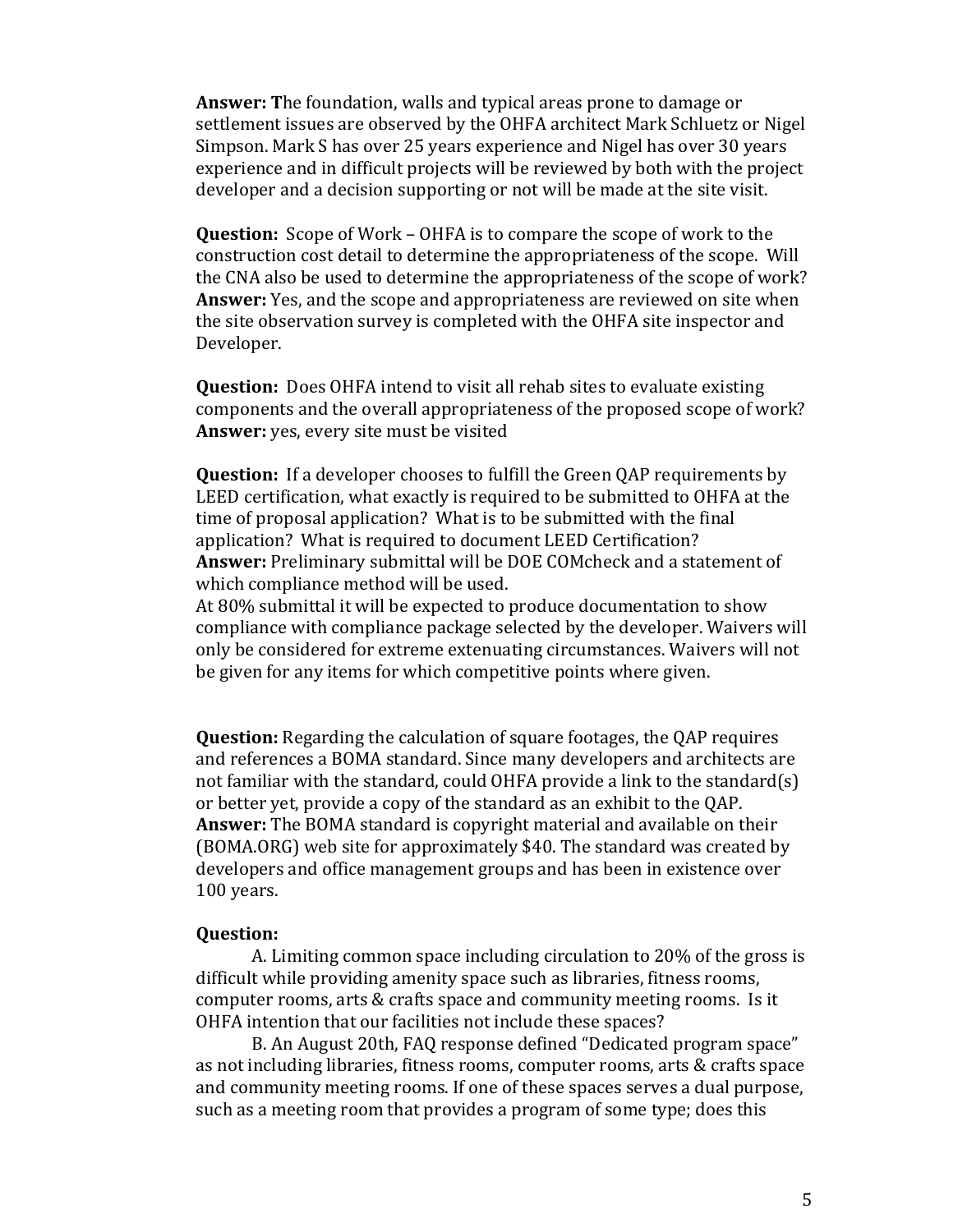**Answer: T**he foundation, walls and typical areas prone to damage or settlement issues are observed by the OHFA architect Mark Schluetz or Nigel Simpson. Mark S has over 25 years experience and Nigel has over 30 years experience and in difficult projects will be reviewed by both with the project developer and a decision supporting or not will be made at the site visit.

**Question:** Scope of Work – OHFA is to compare the scope of work to the construction cost detail to determine the appropriateness of the scope. Will the CNA also be used to determine the appropriateness of the scope of work?
**Answer:** Yes, and the scope and appropriateness are reviewed on site when the site observation survey is completed with the OHFA site inspector and Developer.

**Question:** Does OHFA intend to visit all rehab sites to evaluate existing components and the overall appropriateness of the proposed scope of work?
**Answer:** yes, every site must be visited

**Question:** If a developer chooses to fulfill the Green QAP requirements by LEED certification, what exactly is required to be submitted to OHFA at the time of proposal application? What is to be submitted with the final application? What is required to document LEED Certification?
**Answer:** Preliminary submittal will be DOE COMcheck and a statement of which compliance method will be used.
At 80% submittal it will be expected to produce documentation to show compliance with compliance package selected by the developer. Waivers will only be considered for extreme extenuating circumstances. Waivers will not be given for any items for which competitive points where given.

**Question:** Regarding the calculation of square footages, the QAP requires and references a BOMA standard. Since many developers and architects are not familiar with the standard, could OHFA provide a link to the standard(s) or better yet, provide a copy of the standard as an exhibit to the QAP.
**Answer:** The BOMA standard is copyright material and available on their (BOMA.ORG) web site for approximately $40. The standard was created by developers and office management groups and has been in existence over 100 years.

**Question:**

A. Limiting common space including circulation to 20% of the gross is difficult while providing amenity space such as libraries, fitness rooms, computer rooms, arts & crafts space and community meeting rooms. Is it OHFA intention that our facilities not include these spaces?

B. An August 20th, FAQ response defined "Dedicated program space" as not including libraries, fitness rooms, computer rooms, arts & crafts space and community meeting rooms. If one of these spaces serves a dual purpose, such as a meeting room that provides a program of some type; does this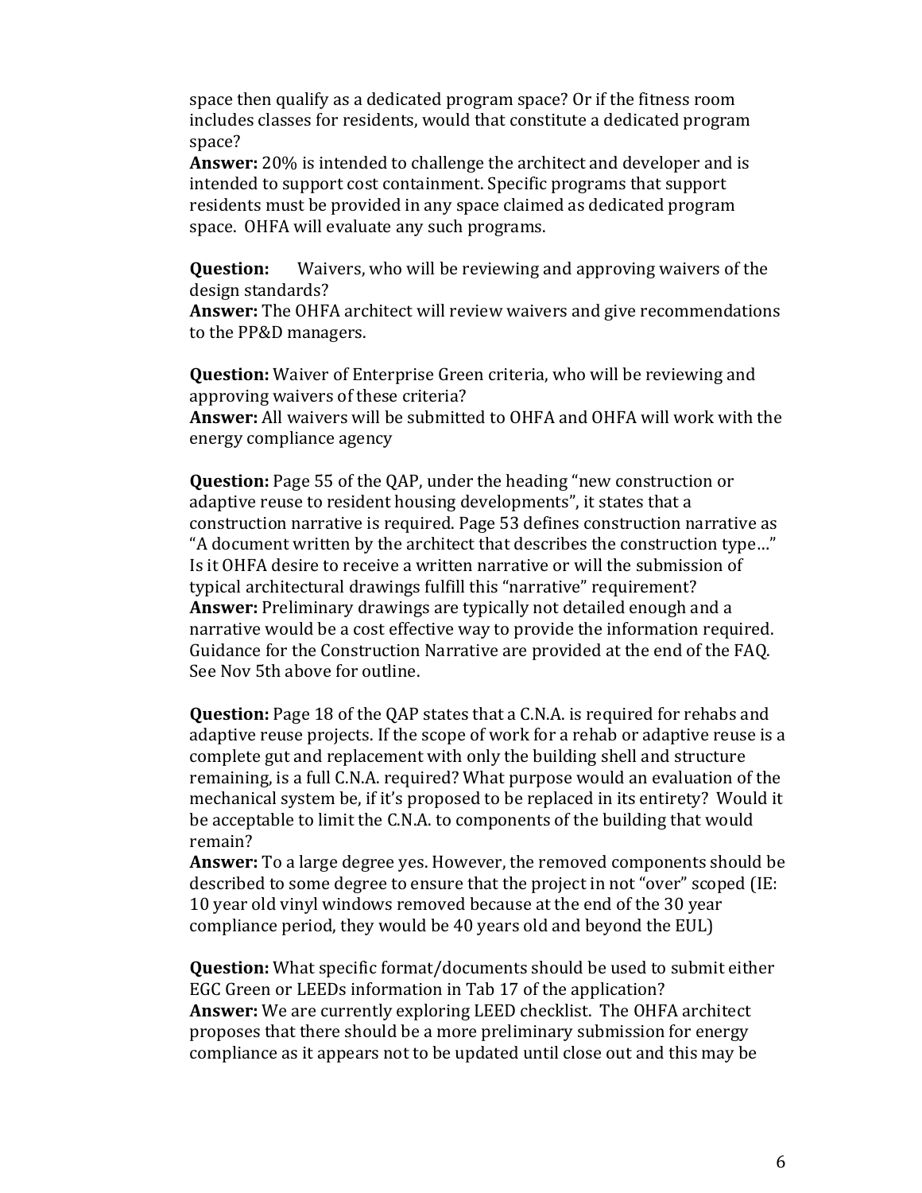space then qualify as a dedicated program space? Or if the fitness room includes classes for residents, would that constitute a dedicated program space?

**Answer:** 20% is intended to challenge the architect and developer and is intended to support cost containment. Specific programs that support residents must be provided in any space claimed as dedicated program space. OHFA will evaluate any such programs.

**Question:** Waivers, who will be reviewing and approving waivers of the design standards?

**Answer:** The OHFA architect will review waivers and give recommendations to the PP&D managers.

**Question:** Waiver of Enterprise Green criteria, who will be reviewing and approving waivers of these criteria?

**Answer:** All waivers will be submitted to OHFA and OHFA will work with the energy compliance agency

**Question:** Page 55 of the QAP, under the heading "new construction or adaptive reuse to resident housing developments", it states that a construction narrative is required. Page 53 defines construction narrative as "A document written by the architect that describes the construction type…" Is it OHFA desire to receive a written narrative or will the submission of typical architectural drawings fulfill this "narrative" requirement?

**Answer:** Preliminary drawings are typically not detailed enough and a narrative would be a cost effective way to provide the information required. Guidance for the Construction Narrative are provided at the end of the FAQ. See Nov 5th above for outline.

**Question:** Page 18 of the QAP states that a C.N.A. is required for rehabs and adaptive reuse projects. If the scope of work for a rehab or adaptive reuse is a complete gut and replacement with only the building shell and structure remaining, is a full C.N.A. required? What purpose would an evaluation of the mechanical system be, if it's proposed to be replaced in its entirety? Would it be acceptable to limit the C.N.A. to components of the building that would remain?

**Answer:** To a large degree yes. However, the removed components should be described to some degree to ensure that the project in not "over" scoped (IE: 10 year old vinyl windows removed because at the end of the 30 year compliance period, they would be 40 years old and beyond the EUL)

**Question:** What specific format/documents should be used to submit either EGC Green or LEEDs information in Tab 17 of the application?

**Answer:** We are currently exploring LEED checklist. The OHFA architect proposes that there should be a more preliminary submission for energy compliance as it appears not to be updated until close out and this may be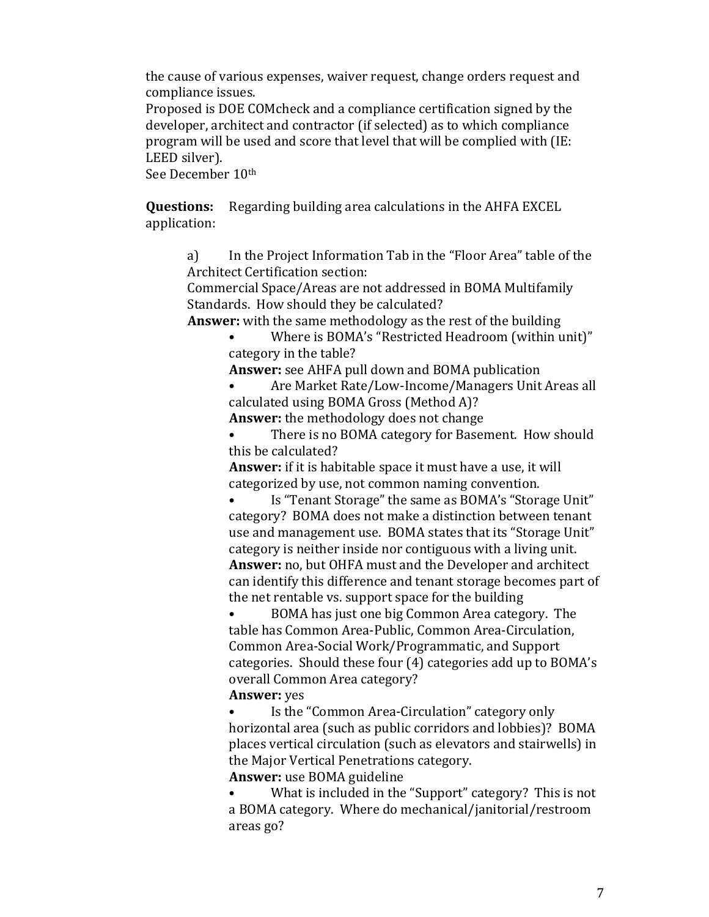the cause of various expenses, waiver request, change orders request and compliance issues.
Proposed is DOE COMcheck and a compliance certification signed by the developer, architect and contractor (if selected) as to which compliance program will be used and score that level that will be complied with (IE: LEED silver).
See December 10th

**Questions:** Regarding building area calculations in the AHFA EXCEL application:

a) In the Project Information Tab in the "Floor Area" table of the Architect Certification section:
Commercial Space/Areas are not addressed in BOMA Multifamily Standards. How should they be calculated?
**Answer:** with the same methodology as the rest of the building

- Where is BOMA's "Restricted Headroom (within unit)" category in the table?
  **Answer:** see AHFA pull down and BOMA publication
- Are Market Rate/Low-Income/Managers Unit Areas all calculated using BOMA Gross (Method A)?
  **Answer:** the methodology does not change
- There is no BOMA category for Basement. How should this be calculated?
  **Answer:** if it is habitable space it must have a use, it will categorized by use, not common naming convention.
- Is "Tenant Storage" the same as BOMA's "Storage Unit" category? BOMA does not make a distinction between tenant use and management use. BOMA states that its "Storage Unit" category is neither inside nor contiguous with a living unit.
  **Answer:** no, but OHFA must and the Developer and architect can identify this difference and tenant storage becomes part of the net rentable vs. support space for the building
- BOMA has just one big Common Area category. The table has Common Area-Public, Common Area-Circulation, Common Area-Social Work/Programmatic, and Support categories. Should these four (4) categories add up to BOMA's overall Common Area category?
  **Answer:** yes
- Is the "Common Area-Circulation" category only horizontal area (such as public corridors and lobbies)? BOMA places vertical circulation (such as elevators and stairwells) in the Major Vertical Penetrations category.
  **Answer:** use BOMA guideline
- What is included in the "Support" category? This is not a BOMA category. Where do mechanical/janitorial/restroom areas go?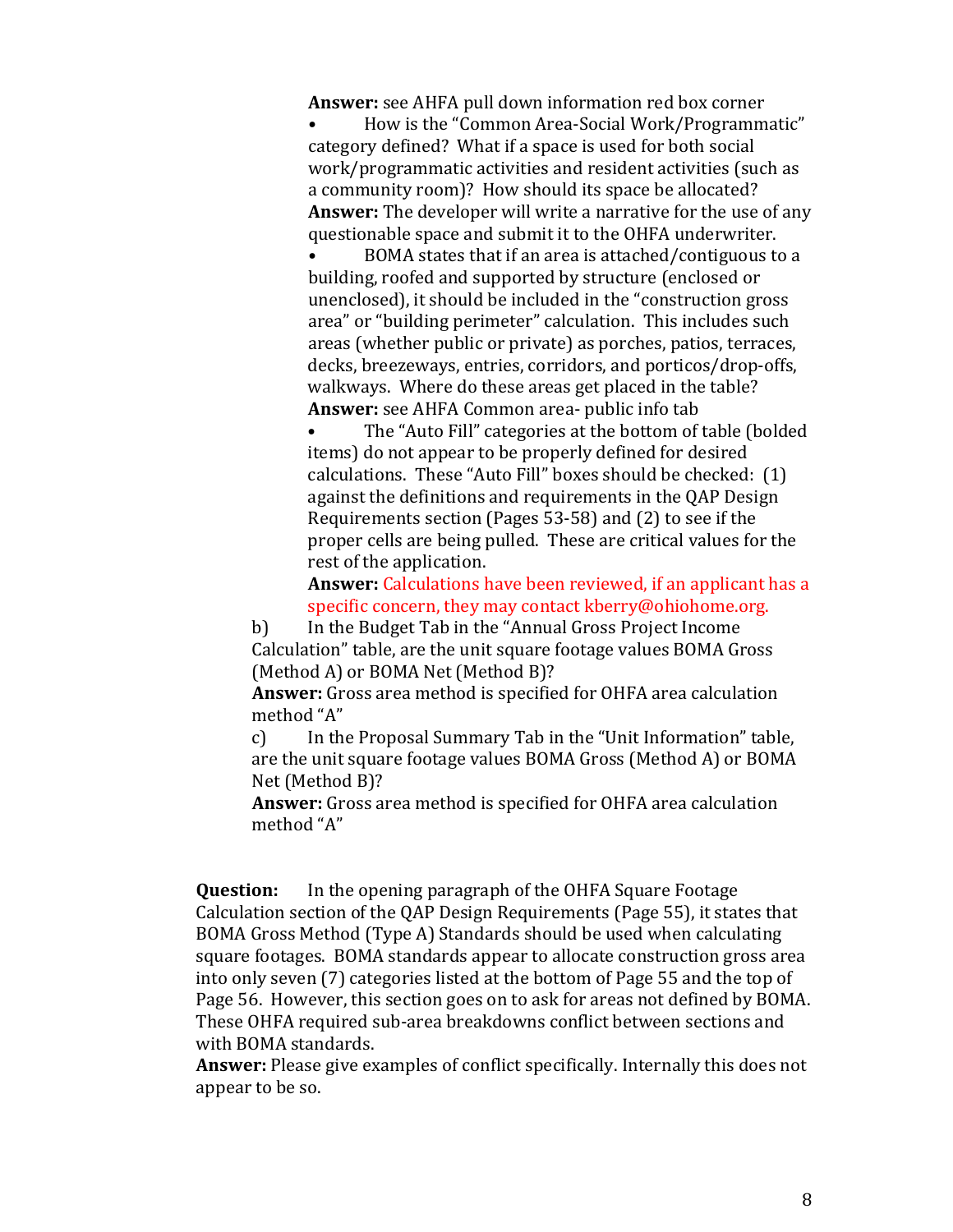**Answer:** see AHFA pull down information red box corner

- How is the "Common Area-Social Work/Programmatic" category defined? What if a space is used for both social work/programmatic activities and resident activities (such as a community room)? How should its space be allocated?

**Answer:** The developer will write a narrative for the use of any questionable space and submit it to the OHFA underwriter.

- BOMA states that if an area is attached/contiguous to a building, roofed and supported by structure (enclosed or unenclosed), it should be included in the "construction gross area" or "building perimeter" calculation. This includes such areas (whether public or private) as porches, patios, terraces, decks, breezeways, entries, corridors, and porticos/drop-offs, walkways. Where do these areas get placed in the table?

**Answer:** see AHFA Common area- public info tab

- The "Auto Fill" categories at the bottom of table (bolded items) do not appear to be properly defined for desired calculations. These "Auto Fill" boxes should be checked: (1) against the definitions and requirements in the QAP Design Requirements section (Pages 53-58) and (2) to see if the proper cells are being pulled. These are critical values for the rest of the application.

**Answer:** Calculations have been reviewed, if an applicant has a specific concern, they may contact kberry@ohiohome.org.

b) In the Budget Tab in the "Annual Gross Project Income Calculation" table, are the unit square footage values BOMA Gross (Method A) or BOMA Net (Method B)?

**Answer:** Gross area method is specified for OHFA area calculation method "A"

c) In the Proposal Summary Tab in the "Unit Information" table, are the unit square footage values BOMA Gross (Method A) or BOMA Net (Method B)?

**Answer:** Gross area method is specified for OHFA area calculation method "A"

**Question:** In the opening paragraph of the OHFA Square Footage Calculation section of the QAP Design Requirements (Page 55), it states that BOMA Gross Method (Type A) Standards should be used when calculating square footages. BOMA standards appear to allocate construction gross area into only seven (7) categories listed at the bottom of Page 55 and the top of Page 56. However, this section goes on to ask for areas not defined by BOMA. These OHFA required sub-area breakdowns conflict between sections and with BOMA standards.

**Answer:** Please give examples of conflict specifically. Internally this does not appear to be so.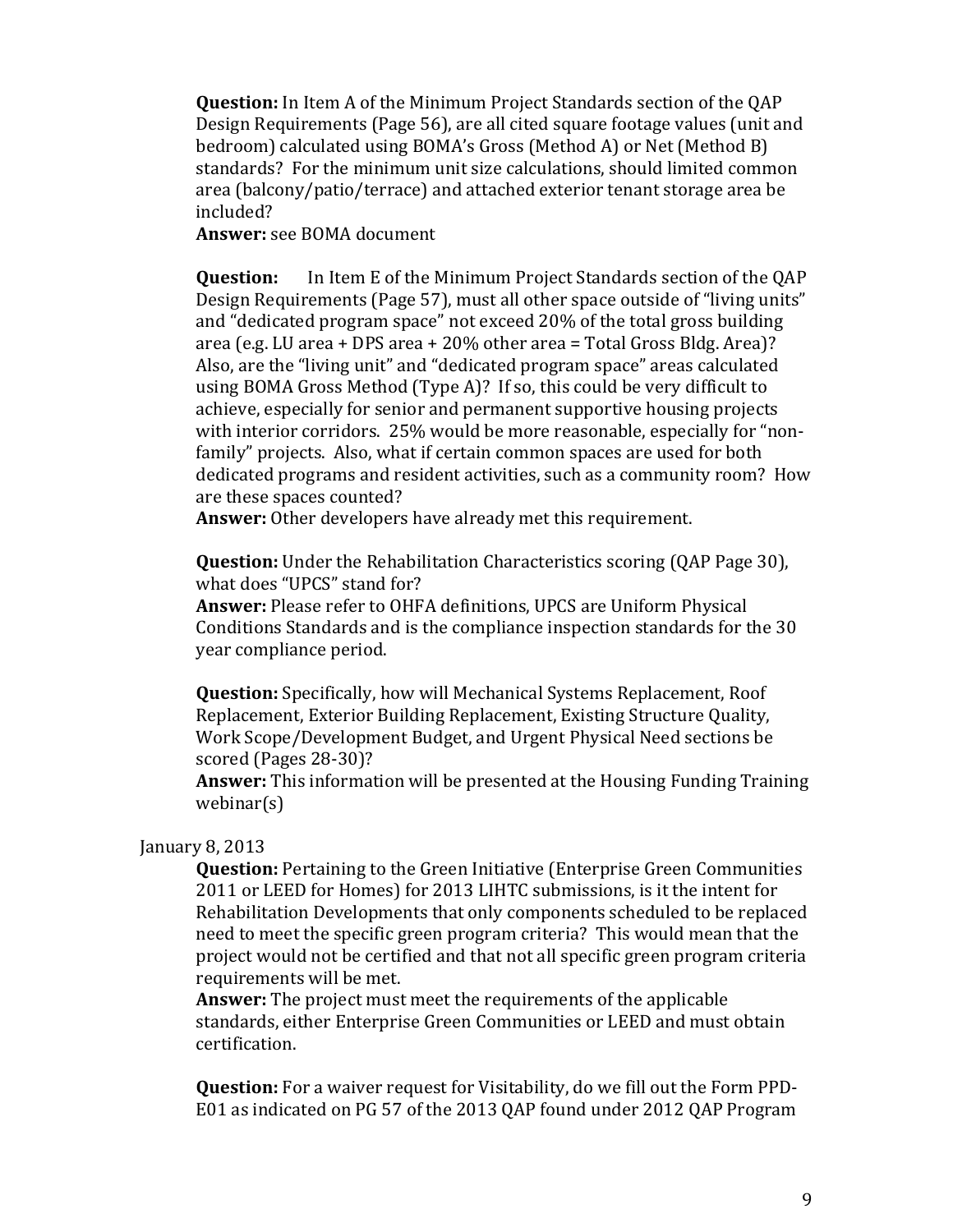**Question:** In Item A of the Minimum Project Standards section of the QAP Design Requirements (Page 56), are all cited square footage values (unit and bedroom) calculated using BOMA's Gross (Method A) or Net (Method B) standards? For the minimum unit size calculations, should limited common area (balcony/patio/terrace) and attached exterior tenant storage area be included?
**Answer:** see BOMA document

**Question:** In Item E of the Minimum Project Standards section of the QAP Design Requirements (Page 57), must all other space outside of "living units" and "dedicated program space" not exceed 20% of the total gross building area (e.g. LU area + DPS area + 20% other area = Total Gross Bldg. Area)? Also, are the "living unit" and "dedicated program space" areas calculated using BOMA Gross Method (Type A)? If so, this could be very difficult to achieve, especially for senior and permanent supportive housing projects with interior corridors. 25% would be more reasonable, especially for "non-family" projects. Also, what if certain common spaces are used for both dedicated programs and resident activities, such as a community room? How are these spaces counted?
**Answer:** Other developers have already met this requirement.

**Question:** Under the Rehabilitation Characteristics scoring (QAP Page 30), what does "UPCS" stand for?
**Answer:** Please refer to OHFA definitions, UPCS are Uniform Physical Conditions Standards and is the compliance inspection standards for the 30 year compliance period.

**Question:** Specifically, how will Mechanical Systems Replacement, Roof Replacement, Exterior Building Replacement, Existing Structure Quality, Work Scope/Development Budget, and Urgent Physical Need sections be scored (Pages 28-30)?
**Answer:** This information will be presented at the Housing Funding Training webinar(s)

January 8, 2013

**Question:** Pertaining to the Green Initiative (Enterprise Green Communities 2011 or LEED for Homes) for 2013 LIHTC submissions, is it the intent for Rehabilitation Developments that only components scheduled to be replaced need to meet the specific green program criteria? This would mean that the project would not be certified and that not all specific green program criteria requirements will be met.
**Answer:** The project must meet the requirements of the applicable standards, either Enterprise Green Communities or LEED and must obtain certification.

**Question:** For a waiver request for Visitability, do we fill out the Form PPD-E01 as indicated on PG 57 of the 2013 QAP found under 2012 QAP Program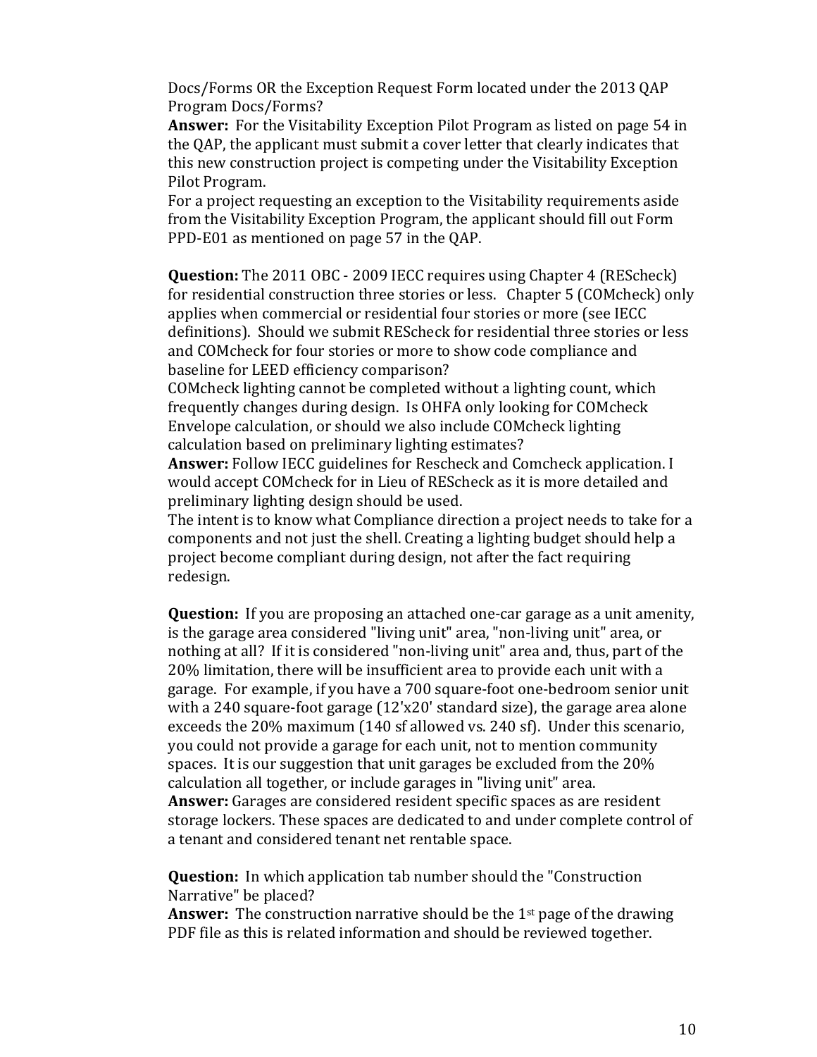Docs/Forms OR the Exception Request Form located under the 2013 QAP Program Docs/Forms?

**Answer:** For the Visitability Exception Pilot Program as listed on page 54 in the QAP, the applicant must submit a cover letter that clearly indicates that this new construction project is competing under the Visitability Exception Pilot Program.

For a project requesting an exception to the Visitability requirements aside from the Visitability Exception Program, the applicant should fill out Form PPD-E01 as mentioned on page 57 in the QAP.

**Question:** The 2011 OBC - 2009 IECC requires using Chapter 4 (REScheck) for residential construction three stories or less. Chapter 5 (COMcheck) only applies when commercial or residential four stories or more (see IECC definitions). Should we submit REScheck for residential three stories or less and COMcheck for four stories or more to show code compliance and baseline for LEED efficiency comparison?

COMcheck lighting cannot be completed without a lighting count, which frequently changes during design. Is OHFA only looking for COMcheck Envelope calculation, or should we also include COMcheck lighting calculation based on preliminary lighting estimates?

**Answer:** Follow IECC guidelines for Rescheck and Comcheck application. I would accept COMcheck for in Lieu of REScheck as it is more detailed and preliminary lighting design should be used.

The intent is to know what Compliance direction a project needs to take for a components and not just the shell. Creating a lighting budget should help a project become compliant during design, not after the fact requiring redesign.

**Question:** If you are proposing an attached one-car garage as a unit amenity, is the garage area considered "living unit" area, "non-living unit" area, or nothing at all? If it is considered "non-living unit" area and, thus, part of the 20% limitation, there will be insufficient area to provide each unit with a garage. For example, if you have a 700 square-foot one-bedroom senior unit with a 240 square-foot garage (12'x20' standard size), the garage area alone exceeds the 20% maximum (140 sf allowed vs. 240 sf). Under this scenario, you could not provide a garage for each unit, not to mention community spaces. It is our suggestion that unit garages be excluded from the 20% calculation all together, or include garages in "living unit" area.

**Answer:** Garages are considered resident specific spaces as are resident storage lockers. These spaces are dedicated to and under complete control of a tenant and considered tenant net rentable space.

**Question:** In which application tab number should the "Construction Narrative" be placed?

**Answer:** The construction narrative should be the 1st page of the drawing PDF file as this is related information and should be reviewed together.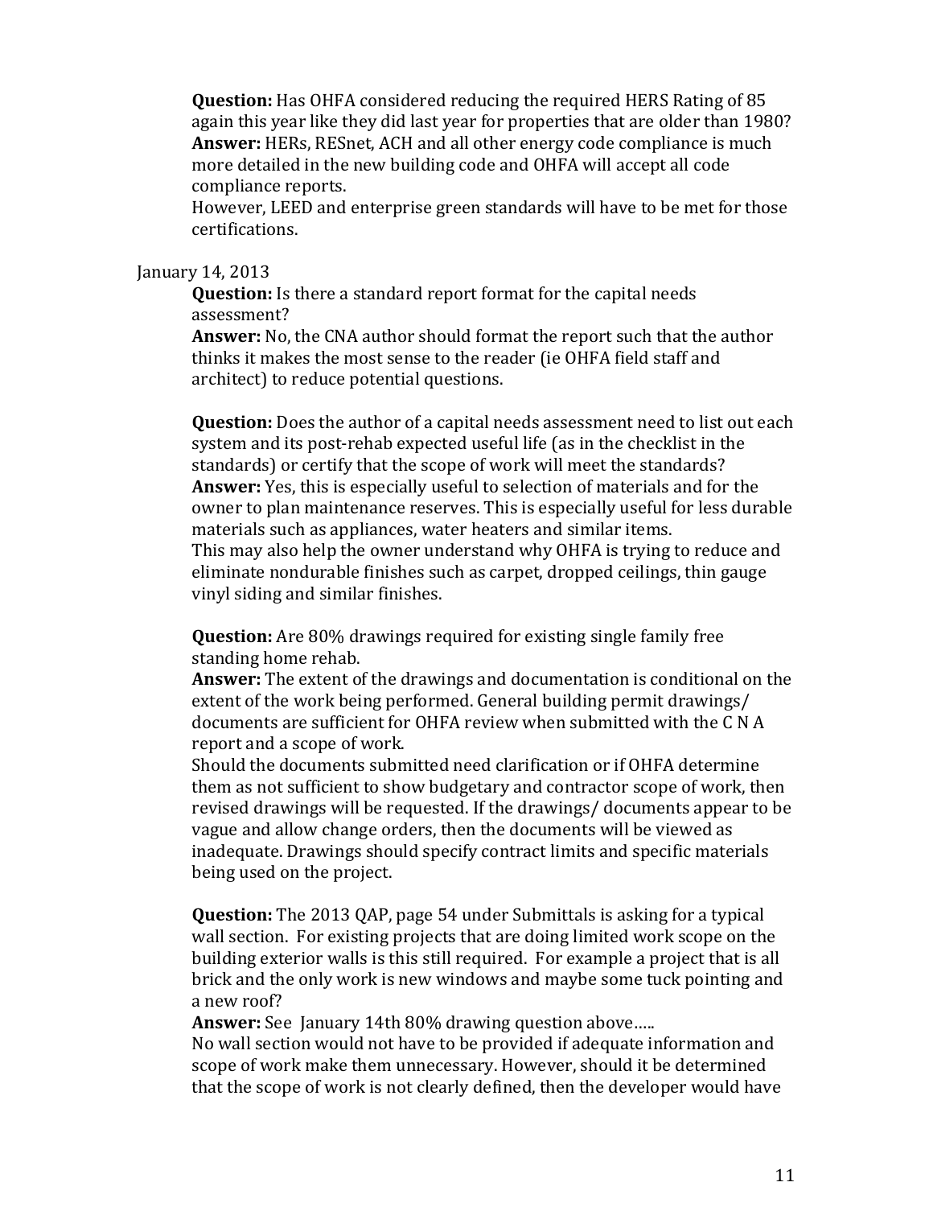**Question:** Has OHFA considered reducing the required HERS Rating of 85 again this year like they did last year for properties that are older than 1980?
**Answer:** HERs, RESnet, ACH and all other energy code compliance is much more detailed in the new building code and OHFA will accept all code compliance reports.
However, LEED and enterprise green standards will have to be met for those certifications.

January 14, 2013

**Question:** Is there a standard report format for the capital needs assessment?
**Answer:** No, the CNA author should format the report such that the author thinks it makes the most sense to the reader (ie OHFA field staff and architect) to reduce potential questions.

**Question:** Does the author of a capital needs assessment need to list out each system and its post-rehab expected useful life (as in the checklist in the standards) or certify that the scope of work will meet the standards?
**Answer:** Yes, this is especially useful to selection of materials and for the owner to plan maintenance reserves. This is especially useful for less durable materials such as appliances, water heaters and similar items.
This may also help the owner understand why OHFA is trying to reduce and eliminate nondurable finishes such as carpet, dropped ceilings, thin gauge vinyl siding and similar finishes.

**Question:** Are 80% drawings required for existing single family free standing home rehab.
**Answer:** The extent of the drawings and documentation is conditional on the extent of the work being performed. General building permit drawings/ documents are sufficient for OHFA review when submitted with the C N A report and a scope of work.
Should the documents submitted need clarification or if OHFA determine them as not sufficient to show budgetary and contractor scope of work, then revised drawings will be requested. If the drawings/ documents appear to be vague and allow change orders, then the documents will be viewed as inadequate. Drawings should specify contract limits and specific materials being used on the project.

**Question:** The 2013 QAP, page 54 under Submittals is asking for a typical wall section. For existing projects that are doing limited work scope on the building exterior walls is this still required. For example a project that is all brick and the only work is new windows and maybe some tuck pointing and a new roof?
**Answer:** See January 14th 80% drawing question above…..
No wall section would not have to be provided if adequate information and scope of work make them unnecessary. However, should it be determined that the scope of work is not clearly defined, then the developer would have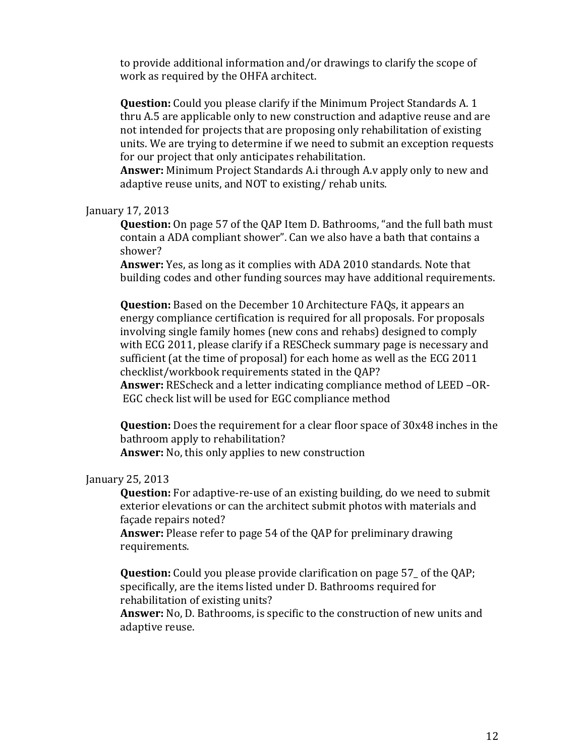to provide additional information and/or drawings to clarify the scope of work as required by the OHFA architect.

**Question:** Could you please clarify if the Minimum Project Standards A. 1 thru A.5 are applicable only to new construction and adaptive reuse and are not intended for projects that are proposing only rehabilitation of existing units. We are trying to determine if we need to submit an exception requests for our project that only anticipates rehabilitation.
**Answer:** Minimum Project Standards A.i through A.v apply only to new and adaptive reuse units, and NOT to existing/ rehab units.

January 17, 2013

**Question:** On page 57 of the QAP Item D. Bathrooms, "and the full bath must contain a ADA compliant shower". Can we also have a bath that contains a shower?
**Answer:** Yes, as long as it complies with ADA 2010 standards. Note that building codes and other funding sources may have additional requirements.

**Question:** Based on the December 10 Architecture FAQs, it appears an energy compliance certification is required for all proposals. For proposals involving single family homes (new cons and rehabs) designed to comply with ECG 2011, please clarify if a RESCheck summary page is necessary and sufficient (at the time of proposal) for each home as well as the ECG 2011 checklist/workbook requirements stated in the QAP?
**Answer:** REScheck and a letter indicating compliance method of LEED –OR- EGC check list will be used for EGC compliance method

**Question:** Does the requirement for a clear floor space of 30x48 inches in the bathroom apply to rehabilitation?
**Answer:** No, this only applies to new construction

January 25, 2013

**Question:** For adaptive-re-use of an existing building, do we need to submit exterior elevations or can the architect submit photos with materials and façade repairs noted?
**Answer:** Please refer to page 54 of the QAP for preliminary drawing requirements.

**Question:** Could you please provide clarification on page 57_ of the QAP; specifically, are the items listed under D. Bathrooms required for rehabilitation of existing units?
**Answer:** No, D. Bathrooms, is specific to the construction of new units and adaptive reuse.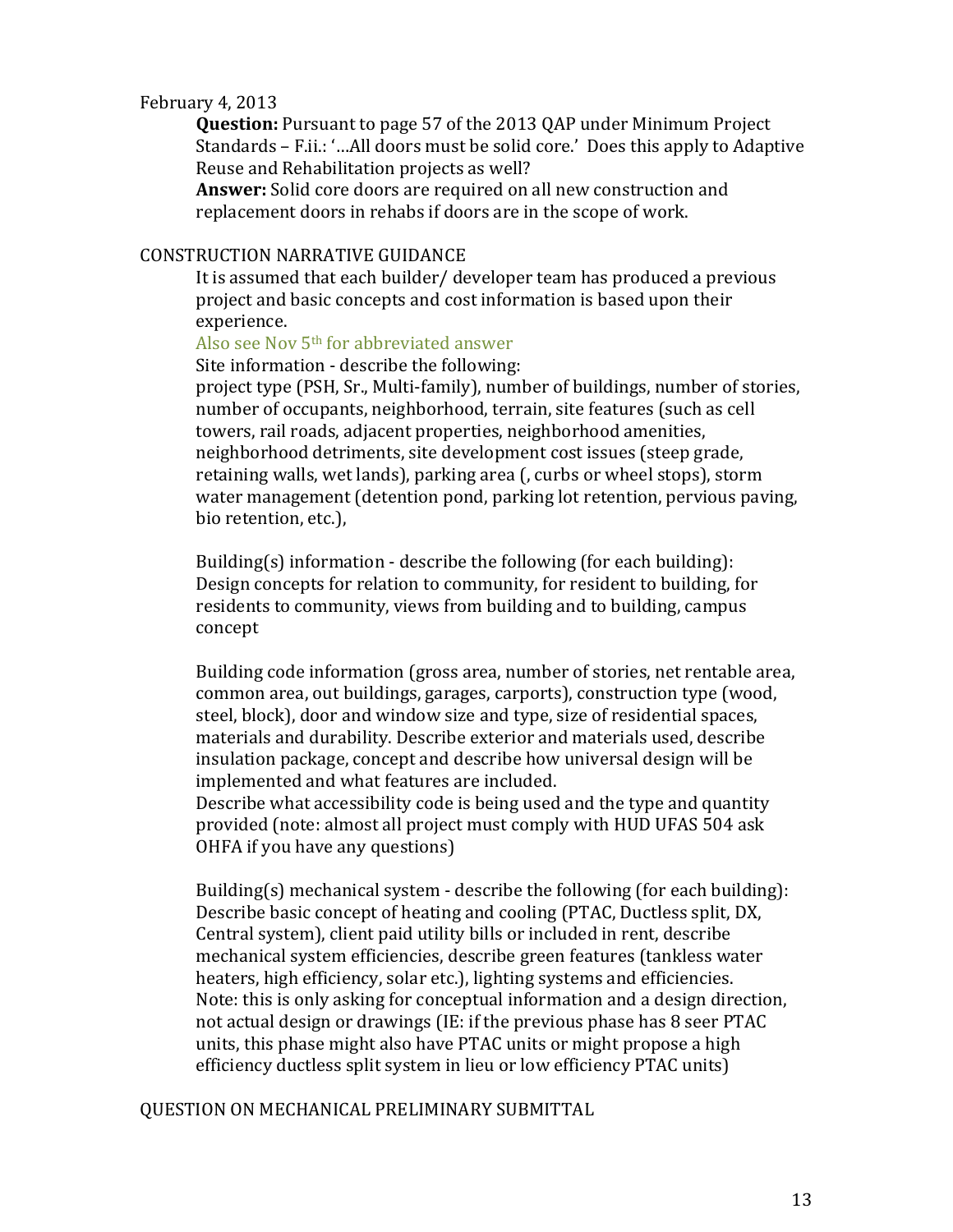February 4, 2013

**Question:** Pursuant to page 57 of the 2013 QAP under Minimum Project Standards – F.ii.: '…All doors must be solid core.' Does this apply to Adaptive Reuse and Rehabilitation projects as well?

**Answer:** Solid core doors are required on all new construction and replacement doors in rehabs if doors are in the scope of work.

CONSTRUCTION NARRATIVE GUIDANCE

It is assumed that each builder/ developer team has produced a previous project and basic concepts and cost information is based upon their experience.

Also see Nov 5th for abbreviated answer

Site information - describe the following:

project type (PSH, Sr., Multi-family), number of buildings, number of stories, number of occupants, neighborhood, terrain, site features (such as cell towers, rail roads, adjacent properties, neighborhood amenities, neighborhood detriments, site development cost issues (steep grade, retaining walls, wet lands), parking area (, curbs or wheel stops), storm water management (detention pond, parking lot retention, pervious paving, bio retention, etc.),

Building(s) information - describe the following (for each building): Design concepts for relation to community, for resident to building, for residents to community, views from building and to building, campus concept

Building code information (gross area, number of stories, net rentable area, common area, out buildings, garages, carports), construction type (wood, steel, block), door and window size and type, size of residential spaces, materials and durability. Describe exterior and materials used, describe insulation package, concept and describe how universal design will be implemented and what features are included.

Describe what accessibility code is being used and the type and quantity provided (note: almost all project must comply with HUD UFAS 504 ask OHFA if you have any questions)

Building(s) mechanical system - describe the following (for each building): Describe basic concept of heating and cooling (PTAC, Ductless split, DX, Central system), client paid utility bills or included in rent, describe mechanical system efficiencies, describe green features (tankless water heaters, high efficiency, solar etc.), lighting systems and efficiencies. Note: this is only asking for conceptual information and a design direction, not actual design or drawings (IE: if the previous phase has 8 seer PTAC units, this phase might also have PTAC units or might propose a high efficiency ductless split system in lieu or low efficiency PTAC units)

QUESTION ON MECHANICAL PRELIMINARY SUBMITTAL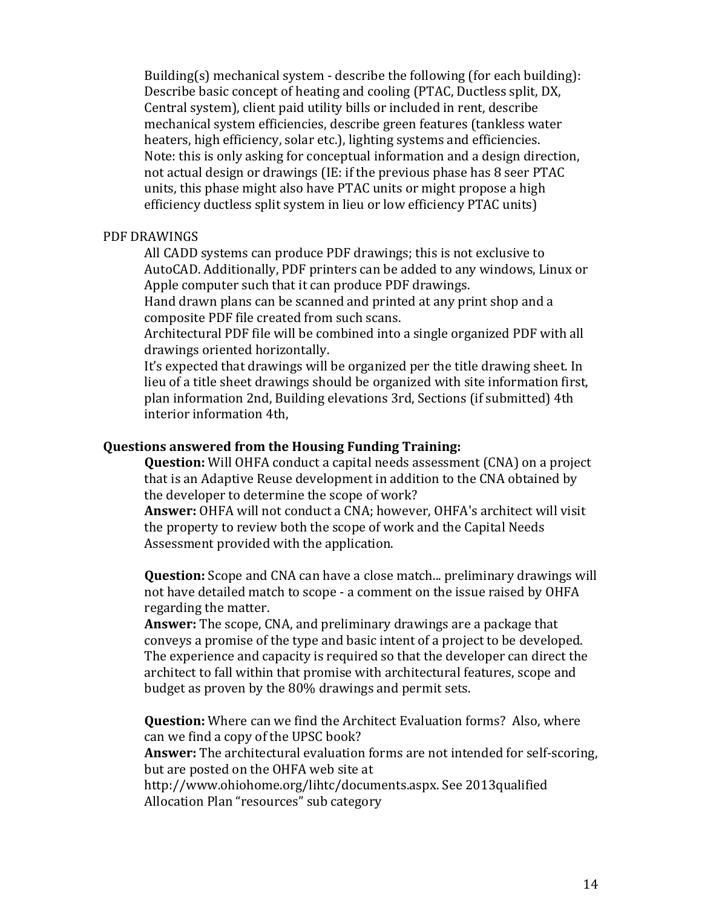Building(s) mechanical system - describe the following (for each building): Describe basic concept of heating and cooling (PTAC, Ductless split, DX, Central system), client paid utility bills or included in rent, describe mechanical system efficiencies, describe green features (tankless water heaters, high efficiency, solar etc.), lighting systems and efficiencies. Note: this is only asking for conceptual information and a design direction, not actual design or drawings (IE: if the previous phase has 8 seer PTAC units, this phase might also have PTAC units or might propose a high efficiency ductless split system in lieu or low efficiency PTAC units)

PDF DRAWINGS

All CADD systems can produce PDF drawings; this is not exclusive to AutoCAD. Additionally, PDF printers can be added to any windows, Linux or Apple computer such that it can produce PDF drawings.
Hand drawn plans can be scanned and printed at any print shop and a composite PDF file created from such scans.
Architectural PDF file will be combined into a single organized PDF with all drawings oriented horizontally.
It's expected that drawings will be organized per the title drawing sheet. In lieu of a title sheet drawings should be organized with site information first, plan information 2nd, Building elevations 3rd, Sections (if submitted) 4th interior information 4th,

**Questions answered from the Housing Funding Training:**

**Question:** Will OHFA conduct a capital needs assessment (CNA) on a project that is an Adaptive Reuse development in addition to the CNA obtained by the developer to determine the scope of work?
**Answer:** OHFA will not conduct a CNA; however, OHFA's architect will visit the property to review both the scope of work and the Capital Needs Assessment provided with the application.

**Question:** Scope and CNA can have a close match... preliminary drawings will not have detailed match to scope - a comment on the issue raised by OHFA regarding the matter.
**Answer:** The scope, CNA, and preliminary drawings are a package that conveys a promise of the type and basic intent of a project to be developed. The experience and capacity is required so that the developer can direct the architect to fall within that promise with architectural features, scope and budget as proven by the 80% drawings and permit sets.

**Question:** Where can we find the Architect Evaluation forms? Also, where can we find a copy of the UPSC book?
**Answer:** The architectural evaluation forms are not intended for self-scoring, but are posted on the OHFA web site at http://www.ohiohome.org/lihtc/documents.aspx. See 2013qualified Allocation Plan "resources" sub category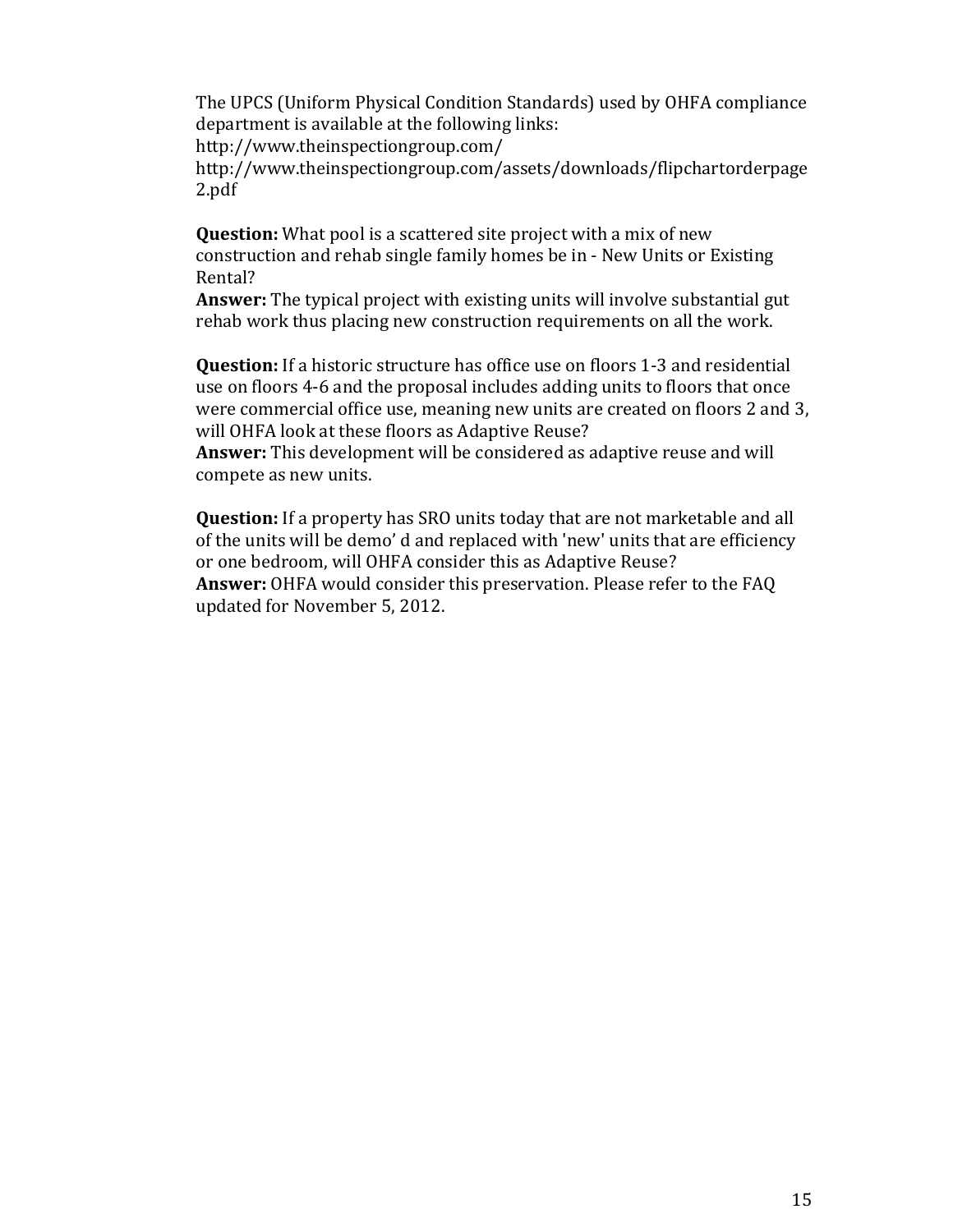The UPCS (Uniform Physical Condition Standards) used by OHFA compliance department is available at the following links:
http://www.theinspectiongroup.com/
http://www.theinspectiongroup.com/assets/downloads/flipchartorderpage2.pdf

**Question:** What pool is a scattered site project with a mix of new construction and rehab single family homes be in - New Units or Existing Rental?
**Answer:** The typical project with existing units will involve substantial gut rehab work thus placing new construction requirements on all the work.

**Question:** If a historic structure has office use on floors 1-3 and residential use on floors 4-6 and the proposal includes adding units to floors that once were commercial office use, meaning new units are created on floors 2 and 3, will OHFA look at these floors as Adaptive Reuse?
**Answer:** This development will be considered as adaptive reuse and will compete as new units.

**Question:** If a property has SRO units today that are not marketable and all of the units will be demo' d and replaced with 'new' units that are efficiency or one bedroom, will OHFA consider this as Adaptive Reuse?
**Answer:** OHFA would consider this preservation. Please refer to the FAQ updated for November 5, 2012.